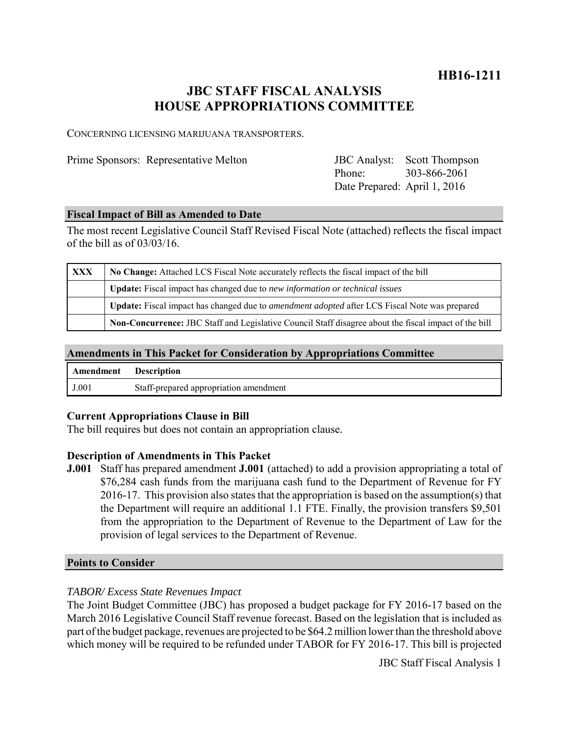# HB16-1211

## JBC STAFF FISCAL ANALYSIS
## HOUSE APPROPRIATIONS COMMITTEE

CONCERNING LICENSING MARIJUANA TRANSPORTERS.

Prime Sponsors: Representative Melton

JBC Analyst: Scott Thompson
Phone: 303-866-2061
Date Prepared: April 1, 2016

### Fiscal Impact of Bill as Amended to Date

The most recent Legislative Council Staff Revised Fiscal Note (attached) reflects the fiscal impact of the bill as of 03/03/16.

| | |
|---|---|
| XXX | **No Change:** Attached LCS Fiscal Note accurately reflects the fiscal impact of the bill |
| | **Update:** Fiscal impact has changed due to *new information or technical issues* |
| | **Update:** Fiscal impact has changed due to *amendment adopted* after LCS Fiscal Note was prepared |
| | **Non-Concurrence:** JBC Staff and Legislative Council Staff disagree about the fiscal impact of the bill |

### Amendments in This Packet for Consideration by Appropriations Committee

| Amendment | Description |
|---|---|
| J.001 | Staff-prepared appropriation amendment |

**Current Appropriations Clause in Bill**

The bill requires but does not contain an appropriation clause.

**Description of Amendments in This Packet**

**J.001** Staff has prepared amendment **J.001** (attached) to add a provision appropriating a total of $76,284 cash funds from the marijuana cash fund to the Department of Revenue for FY 2016-17. This provision also states that the appropriation is based on the assumption(s) that the Department will require an additional 1.1 FTE. Finally, the provision transfers $9,501 from the appropriation to the Department of Revenue to the Department of Law for the provision of legal services to the Department of Revenue.

### Points to Consider

*TABOR/ Excess State Revenues Impact*

The Joint Budget Committee (JBC) has proposed a budget package for FY 2016-17 based on the March 2016 Legislative Council Staff revenue forecast. Based on the legislation that is included as part of the budget package, revenues are projected to be $64.2 million lower than the threshold above which money will be required to be refunded under TABOR for FY 2016-17. This bill is projected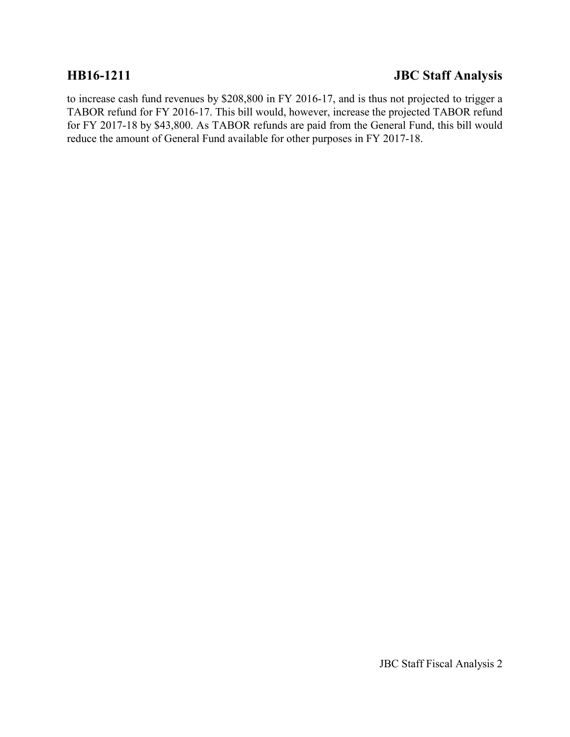to increase cash fund revenues by $208,800 in FY 2016-17, and is thus not projected to trigger a TABOR refund for FY 2016-17. This bill would, however, increase the projected TABOR refund for FY 2017-18 by $43,800. As TABOR refunds are paid from the General Fund, this bill would reduce the amount of General Fund available for other purposes in FY 2017-18.